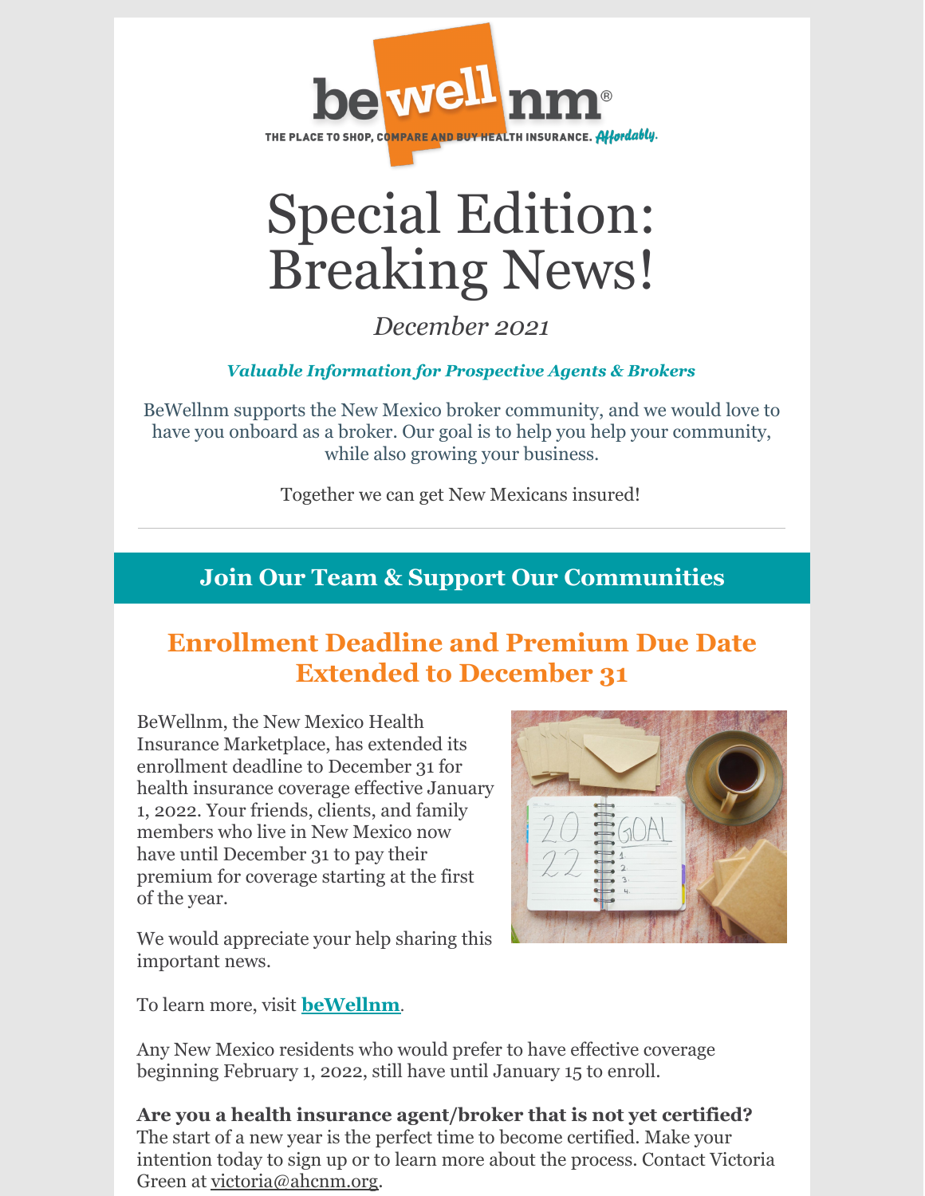bewellnm®

THE PLACE TO SHOP, COMPARE AND BUY HEALTH INSURANCE. *Affordably.*

# Special Edition: Breaking News!

*December 2021*

***Valuable Information for Prospective Agents & Brokers***

BeWellnm supports the New Mexico broker community, and we would love to have you onboard as a broker. Our goal is to help you help your community, while also growing your business.

Together we can get New Mexicans insured!

---

## Join Our Team & Support Our Communities

### Enrollment Deadline and Premium Due Date Extended to December 31

BeWellnm, the New Mexico Health Insurance Marketplace, has extended its enrollment deadline to December 31 for health insurance coverage effective January 1, 2022. Your friends, clients, and family members who live in New Mexico now have until December 31 to pay their premium for coverage starting at the first of the year.

We would appreciate your help sharing this important news.

To learn more, visit **beWellnm**.

Any New Mexico residents who would prefer to have effective coverage beginning February 1, 2022, still have until January 15 to enroll.

**Are you a health insurance agent/broker that is not yet certified?**
The start of a new year is the perfect time to become certified. Make your intention today to sign up or to learn more about the process. Contact Victoria Green at victoria@ahcnm.org.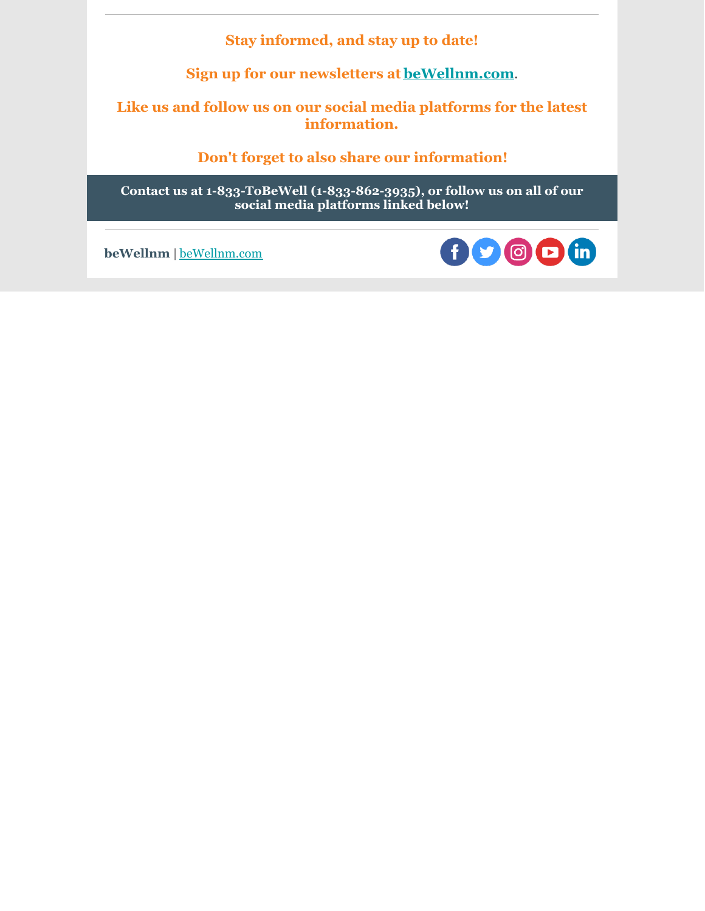---

**Stay informed, and stay up to date!**

**Sign up for our newsletters at beWellnm.com.**

**Like us and follow us on our social media platforms for the latest information.**

**Don't forget to also share our information!**

**Contact us at 1-833-ToBeWell (1-833-862-3935), or follow us on all of our social media platforms linked below!**

---

**beWellnm** | beWellnm.com